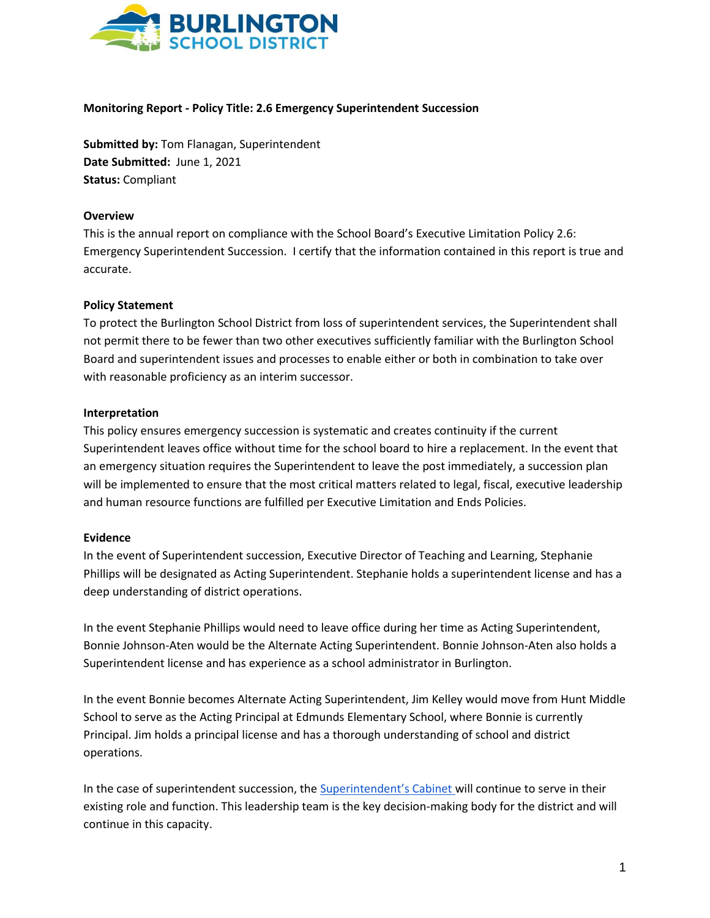**BURLINGTON SCHOOL DISTRICT**

**Monitoring Report - Policy Title: 2.6 Emergency Superintendent Succession**

**Submitted by:** Tom Flanagan, Superintendent
**Date Submitted:** June 1, 2021
**Status:** Compliant

**Overview**

This is the annual report on compliance with the School Board's Executive Limitation Policy 2.6: Emergency Superintendent Succession. I certify that the information contained in this report is true and accurate.

**Policy Statement**

To protect the Burlington School District from loss of superintendent services, the Superintendent shall not permit there to be fewer than two other executives sufficiently familiar with the Burlington School Board and superintendent issues and processes to enable either or both in combination to take over with reasonable proficiency as an interim successor.

**Interpretation**

This policy ensures emergency succession is systematic and creates continuity if the current Superintendent leaves office without time for the school board to hire a replacement. In the event that an emergency situation requires the Superintendent to leave the post immediately, a succession plan will be implemented to ensure that the most critical matters related to legal, fiscal, executive leadership and human resource functions are fulfilled per Executive Limitation and Ends Policies.

**Evidence**

In the event of Superintendent succession, Executive Director of Teaching and Learning, Stephanie Phillips will be designated as Acting Superintendent. Stephanie holds a superintendent license and has a deep understanding of district operations.

In the event Stephanie Phillips would need to leave office during her time as Acting Superintendent, Bonnie Johnson-Aten would be the Alternate Acting Superintendent. Bonnie Johnson-Aten also holds a Superintendent license and has experience as a school administrator in Burlington.

In the event Bonnie becomes Alternate Acting Superintendent, Jim Kelley would move from Hunt Middle School to serve as the Acting Principal at Edmunds Elementary School, where Bonnie is currently Principal. Jim holds a principal license and has a thorough understanding of school and district operations.

In the case of superintendent succession, the Superintendent's Cabinet will continue to serve in their existing role and function. This leadership team is the key decision-making body for the district and will continue in this capacity.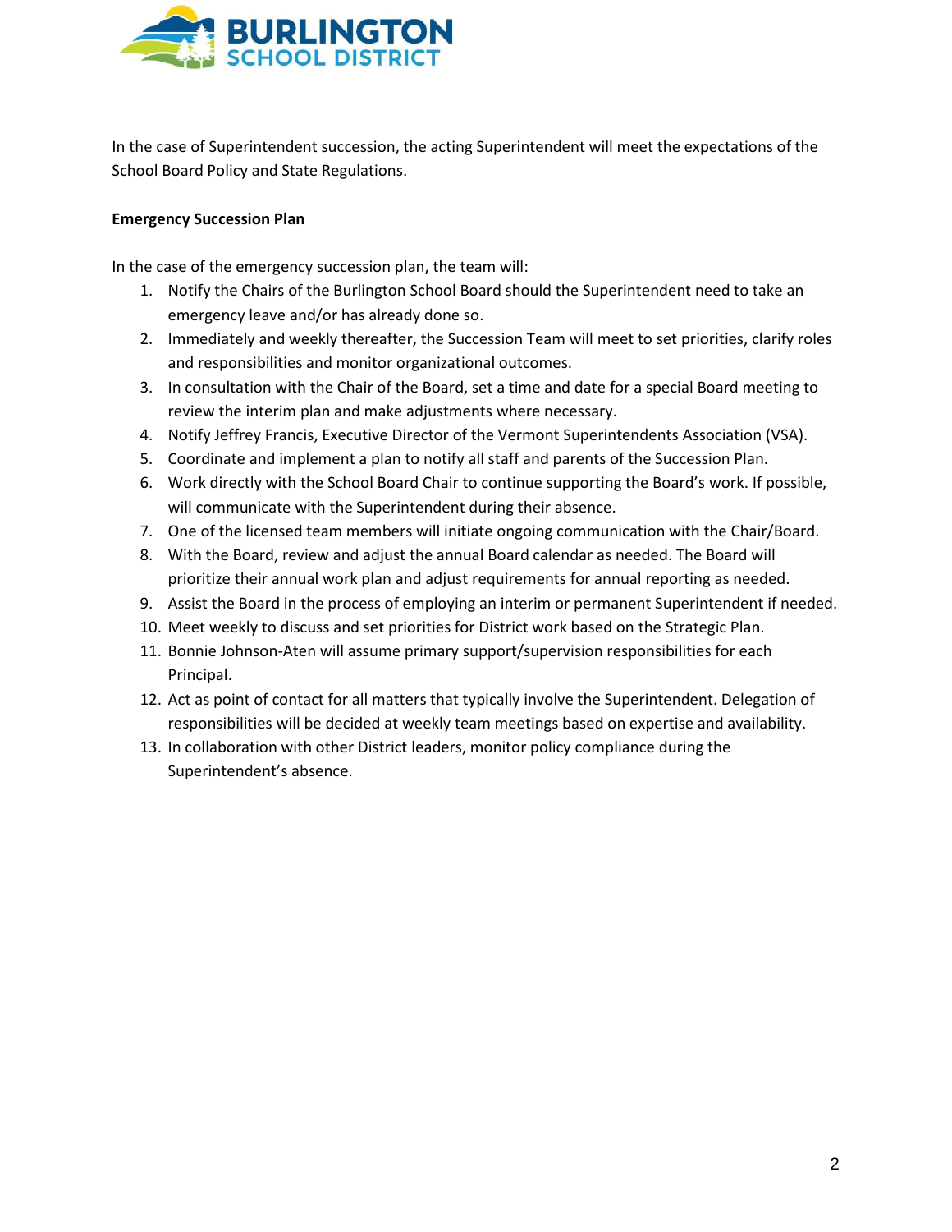In the case of Superintendent succession, the acting Superintendent will meet the expectations of the School Board Policy and State Regulations.

**Emergency Succession Plan**

In the case of the emergency succession plan, the team will:

1. Notify the Chairs of the Burlington School Board should the Superintendent need to take an emergency leave and/or has already done so.
2. Immediately and weekly thereafter, the Succession Team will meet to set priorities, clarify roles and responsibilities and monitor organizational outcomes.
3. In consultation with the Chair of the Board, set a time and date for a special Board meeting to review the interim plan and make adjustments where necessary.
4. Notify Jeffrey Francis, Executive Director of the Vermont Superintendents Association (VSA).
5. Coordinate and implement a plan to notify all staff and parents of the Succession Plan.
6. Work directly with the School Board Chair to continue supporting the Board's work. If possible, will communicate with the Superintendent during their absence.
7. One of the licensed team members will initiate ongoing communication with the Chair/Board.
8. With the Board, review and adjust the annual Board calendar as needed. The Board will prioritize their annual work plan and adjust requirements for annual reporting as needed.
9. Assist the Board in the process of employing an interim or permanent Superintendent if needed.
10. Meet weekly to discuss and set priorities for District work based on the Strategic Plan.
11. Bonnie Johnson-Aten will assume primary support/supervision responsibilities for each Principal.
12. Act as point of contact for all matters that typically involve the Superintendent. Delegation of responsibilities will be decided at weekly team meetings based on expertise and availability.
13. In collaboration with other District leaders, monitor policy compliance during the Superintendent's absence.